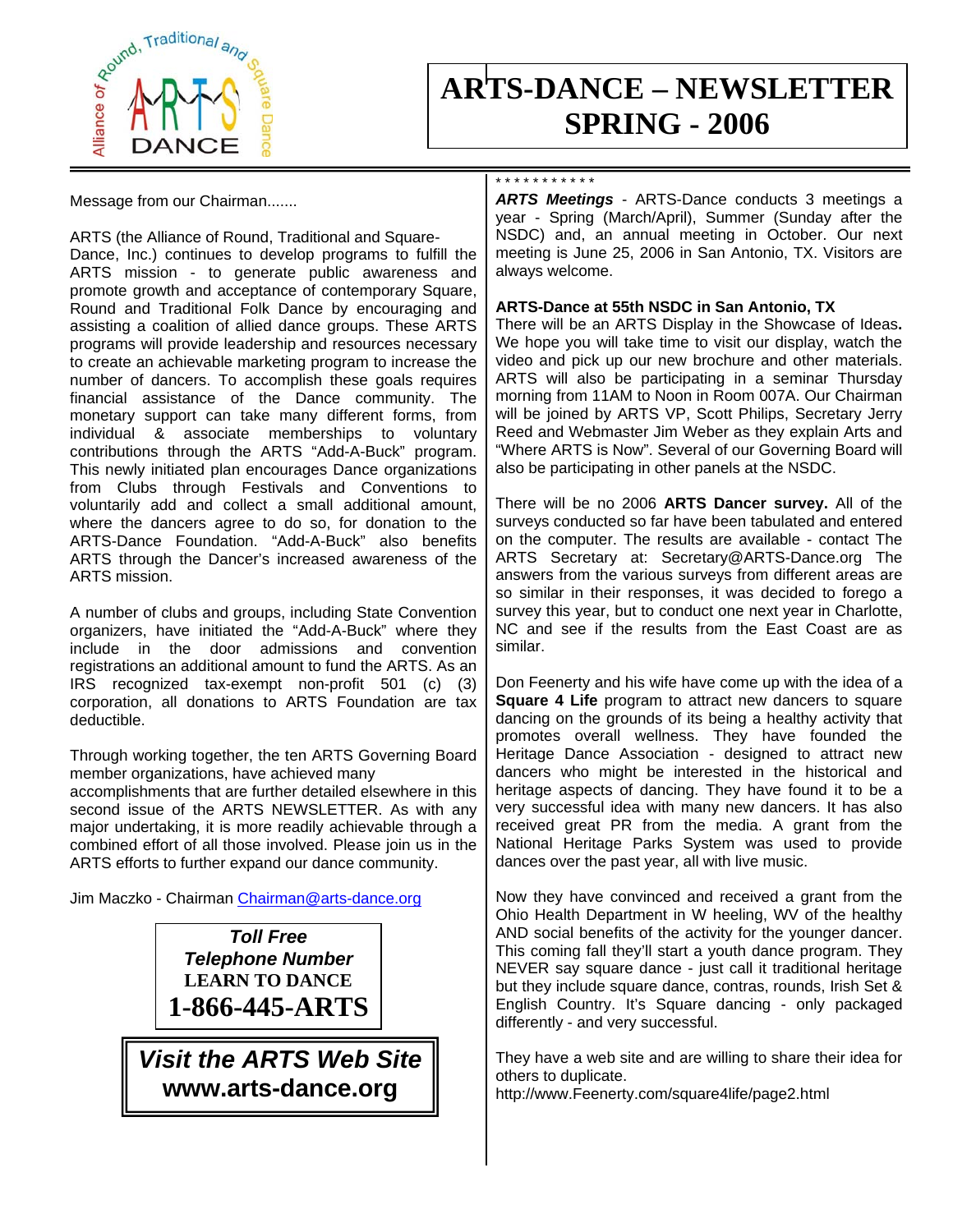Alliance of Round, Traditional and Square Dance

ARTS DANCE

# ARTS-DANCE – NEWSLETTER SPRING - 2006

Message from our Chairman.......

ARTS (the Alliance of Round, Traditional and Square-Dance, Inc.) continues to develop programs to fulfill the ARTS mission - to generate public awareness and promote growth and acceptance of contemporary Square, Round and Traditional Folk Dance by encouraging and assisting a coalition of allied dance groups. These ARTS programs will provide leadership and resources necessary to create an achievable marketing program to increase the number of dancers. To accomplish these goals requires financial assistance of the Dance community. The monetary support can take many different forms, from individual & associate memberships to voluntary contributions through the ARTS "Add-A-Buck" program. This newly initiated plan encourages Dance organizations from Clubs through Festivals and Conventions to voluntarily add and collect a small additional amount, where the dancers agree to do so, for donation to the ARTS-Dance Foundation. "Add-A-Buck" also benefits ARTS through the Dancer's increased awareness of the ARTS mission.

A number of clubs and groups, including State Convention organizers, have initiated the "Add-A-Buck" where they include in the door admissions and convention registrations an additional amount to fund the ARTS. As an IRS recognized tax-exempt non-profit 501 (c) (3) corporation, all donations to ARTS Foundation are tax deductible.

Through working together, the ten ARTS Governing Board member organizations, have achieved many accomplishments that are further detailed elsewhere in this second issue of the ARTS NEWSLETTER. As with any major undertaking, it is more readily achievable through a combined effort of all those involved. Please join us in the ARTS efforts to further expand our dance community.

Jim Maczko - Chairman Chairman@arts-dance.org

***Toll Free Telephone Number***
**LEARN TO DANCE**
**1-866-445-ARTS**

***Visit the ARTS Web Site***
**www.arts-dance.org**

* * * * * * * * * * *

***ARTS Meetings*** - ARTS-Dance conducts 3 meetings a year - Spring (March/April), Summer (Sunday after the NSDC) and, an annual meeting in October. Our next meeting is June 25, 2006 in San Antonio, TX. Visitors are always welcome.

**ARTS-Dance at 55th NSDC in San Antonio, TX**
There will be an ARTS Display in the Showcase of Ideas**.** We hope you will take time to visit our display, watch the video and pick up our new brochure and other materials. ARTS will also be participating in a seminar Thursday morning from 11AM to Noon in Room 007A. Our Chairman will be joined by ARTS VP, Scott Philips, Secretary Jerry Reed and Webmaster Jim Weber as they explain Arts and "Where ARTS is Now". Several of our Governing Board will also be participating in other panels at the NSDC.

There will be no 2006 **ARTS Dancer survey.** All of the surveys conducted so far have been tabulated and entered on the computer. The results are available - contact The ARTS Secretary at: Secretary@ARTS-Dance.org The answers from the various surveys from different areas are so similar in their responses, it was decided to forego a survey this year, but to conduct one next year in Charlotte, NC and see if the results from the East Coast are as similar.

Don Feenerty and his wife have come up with the idea of a **Square 4 Life** program to attract new dancers to square dancing on the grounds of its being a healthy activity that promotes overall wellness. They have founded the Heritage Dance Association - designed to attract new dancers who might be interested in the historical and heritage aspects of dancing. They have found it to be a very successful idea with many new dancers. It has also received great PR from the media. A grant from the National Heritage Parks System was used to provide dances over the past year, all with live music.

Now they have convinced and received a grant from the Ohio Health Department in W heeling, WV of the healthy AND social benefits of the activity for the younger dancer. This coming fall they'll start a youth dance program. They NEVER say square dance - just call it traditional heritage but they include square dance, contras, rounds, Irish Set & English Country. It's Square dancing - only packaged differently - and very successful.

They have a web site and are willing to share their idea for others to duplicate.
http://www.Feenerty.com/square4life/page2.html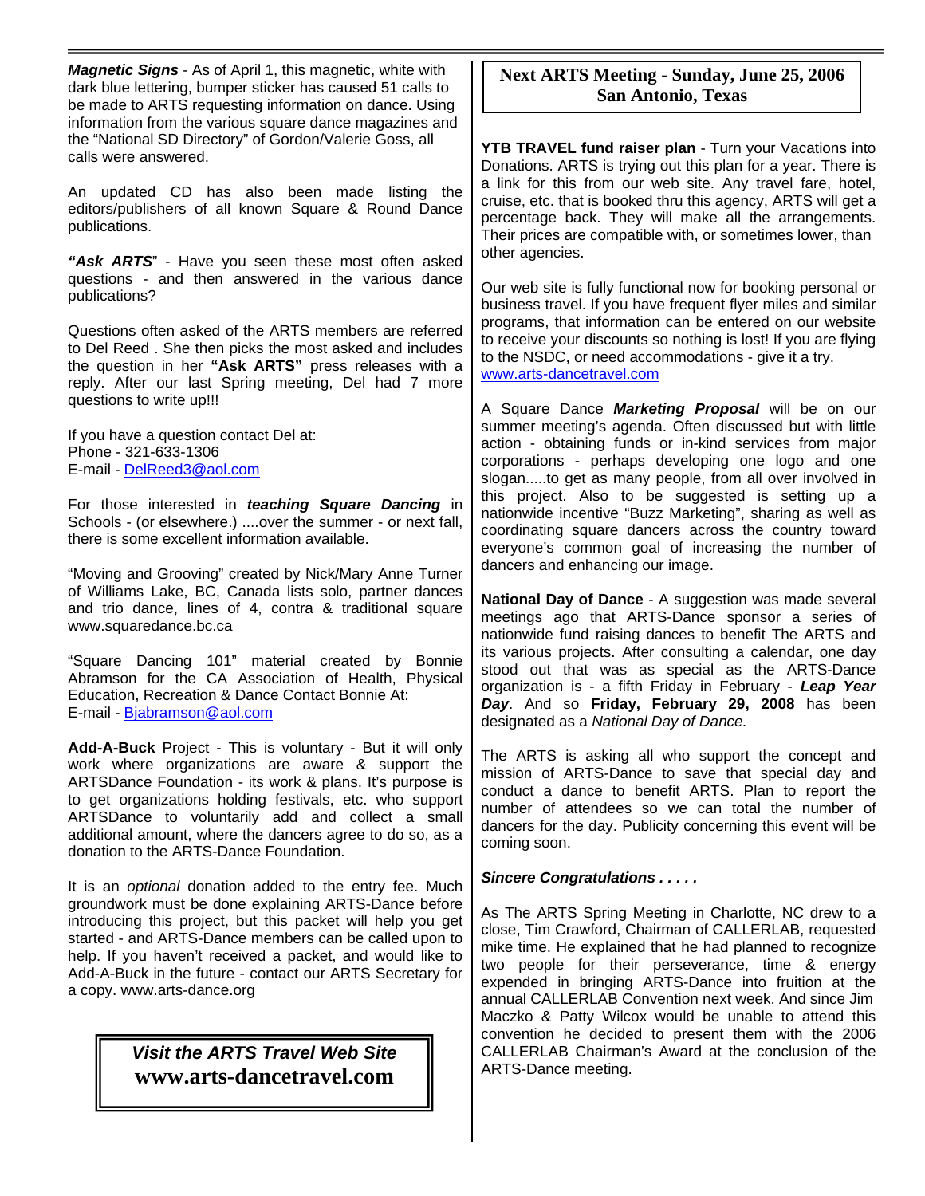***Magnetic Signs*** - As of April 1, this magnetic, white with dark blue lettering, bumper sticker has caused 51 calls to be made to ARTS requesting information on dance. Using information from the various square dance magazines and the "National SD Directory" of Gordon/Valerie Goss, all calls were answered.

An updated CD has also been made listing the editors/publishers of all known Square & Round Dance publications.

***"Ask ARTS***" - Have you seen these most often asked questions - and then answered in the various dance publications?

Questions often asked of the ARTS members are referred to Del Reed . She then picks the most asked and includes the question in her **"Ask ARTS"** press releases with a reply. After our last Spring meeting, Del had 7 more questions to write up!!!

If you have a question contact Del at:
Phone - 321-633-1306
E-mail - DelReed3@aol.com

For those interested in ***teaching Square Dancing*** in Schools - (or elsewhere.) ....over the summer - or next fall, there is some excellent information available.

"Moving and Grooving" created by Nick/Mary Anne Turner of Williams Lake, BC, Canada lists solo, partner dances and trio dance, lines of 4, contra & traditional square www.squaredance.bc.ca

"Square Dancing 101" material created by Bonnie Abramson for the CA Association of Health, Physical Education, Recreation & Dance Contact Bonnie At:
E-mail - Bjabramson@aol.com

**Add-A-Buck** Project - This is voluntary - But it will only work where organizations are aware & support the ARTSDance Foundation - its work & plans. It's purpose is to get organizations holding festivals, etc. who support ARTSDance to voluntarily add and collect a small additional amount, where the dancers agree to do so, as a donation to the ARTS-Dance Foundation.

It is an *optional* donation added to the entry fee. Much groundwork must be done explaining ARTS-Dance before introducing this project, but this packet will help you get started - and ARTS-Dance members can be called upon to help. If you haven't received a packet, and would like to Add-A-Buck in the future - contact our ARTS Secretary for a copy. www.arts-dance.org

***Visit the ARTS Travel Web Site***
**www.arts-dancetravel.com**

**Next ARTS Meeting - Sunday, June 25, 2006**
**San Antonio, Texas**

**YTB TRAVEL fund raiser plan** - Turn your Vacations into Donations. ARTS is trying out this plan for a year. There is a link for this from our web site. Any travel fare, hotel, cruise, etc. that is booked thru this agency, ARTS will get a percentage back. They will make all the arrangements. Their prices are compatible with, or sometimes lower, than other agencies.

Our web site is fully functional now for booking personal or business travel. If you have frequent flyer miles and similar programs, that information can be entered on our website to receive your discounts so nothing is lost! If you are flying to the NSDC, or need accommodations - give it a try.
www.arts-dancetravel.com

A Square Dance ***Marketing Proposal*** will be on our summer meeting's agenda. Often discussed but with little action - obtaining funds or in-kind services from major corporations - perhaps developing one logo and one slogan.....to get as many people, from all over involved in this project. Also to be suggested is setting up a nationwide incentive "Buzz Marketing", sharing as well as coordinating square dancers across the country toward everyone's common goal of increasing the number of dancers and enhancing our image.

**National Day of Dance** - A suggestion was made several meetings ago that ARTS-Dance sponsor a series of nationwide fund raising dances to benefit The ARTS and its various projects. After consulting a calendar, one day stood out that was as special as the ARTS-Dance organization is - a fifth Friday in February - ***Leap Year Day***. And so **Friday, February 29, 2008** has been designated as a *National Day of Dance.*

The ARTS is asking all who support the concept and mission of ARTS-Dance to save that special day and conduct a dance to benefit ARTS. Plan to report the number of attendees so we can total the number of dancers for the day. Publicity concerning this event will be coming soon.

***Sincere Congratulations . . . . .***

As The ARTS Spring Meeting in Charlotte, NC drew to a close, Tim Crawford, Chairman of CALLERLAB, requested mike time. He explained that he had planned to recognize two people for their perseverance, time & energy expended in bringing ARTS-Dance into fruition at the annual CALLERLAB Convention next week. And since Jim Maczko & Patty Wilcox would be unable to attend this convention he decided to present them with the 2006 CALLERLAB Chairman's Award at the conclusion of the ARTS-Dance meeting.